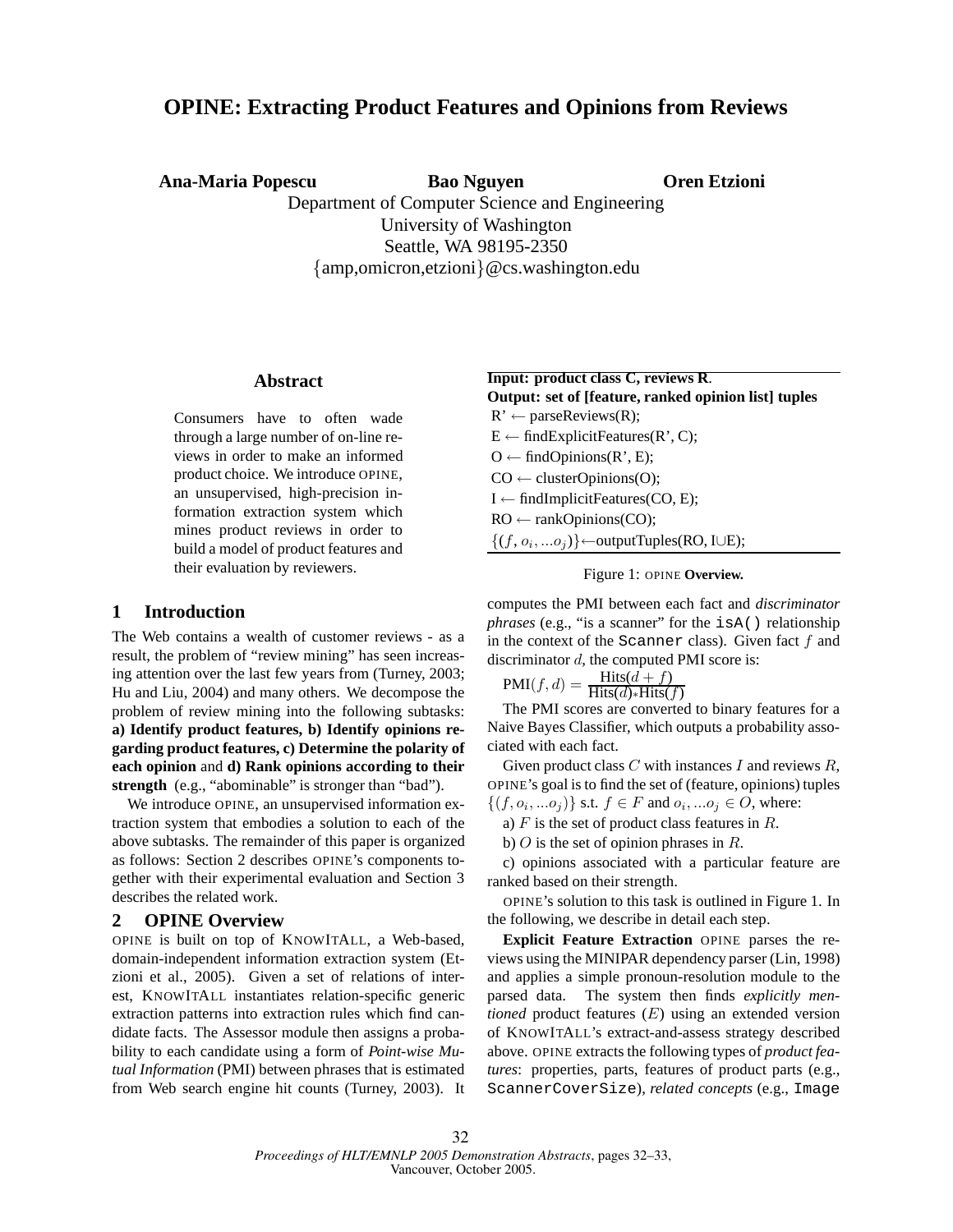# OPINE: Extracting Product Features and Opinions from Reviews

**Ana-Maria Popescu** **Bao Nguyen** **Oren Etzioni**

Department of Computer Science and Engineering
University of Washington
Seattle, WA 98195-2350
{amp,omicron,etzioni}@cs.washington.edu

## Abstract

Consumers have to often wade through a large number of on-line reviews in order to make an informed product choice. We introduce OPINE, an unsupervised, high-precision information extraction system which mines product reviews in order to build a model of product features and their evaluation by reviewers.

## 1 Introduction

The Web contains a wealth of customer reviews - as a result, the problem of "review mining" has seen increasing attention over the last few years from (Turney, 2003; Hu and Liu, 2004) and many others. We decompose the problem of review mining into the following subtasks: **a) Identify product features, b) Identify opinions regarding product features, c) Determine the polarity of each opinion** and **d) Rank opinions according to their strength** (e.g., "abominable" is stronger than "bad").

We introduce OPINE, an unsupervised information extraction system that embodies a solution to each of the above subtasks. The remainder of this paper is organized as follows: Section 2 describes OPINE's components together with their experimental evaluation and Section 3 describes the related work.

## 2 OPINE Overview

OPINE is built on top of KNOWITALL, a Web-based, domain-independent information extraction system (Etzioni et al., 2005). Given a set of relations of interest, KNOWITALL instantiates relation-specific generic extraction patterns into extraction rules which find candidate facts. The Assessor module then assigns a probability to each candidate using a form of *Point-wise Mutual Information* (PMI) between phrases that is estimated from Web search engine hit counts (Turney, 2003). It computes the PMI between each fact and *discriminator phrases* (e.g., "is a scanner" for the `isA()` relationship in the context of the `Scanner` class). Given fact $f$ and discriminator $d$, the computed PMI score is:

$$\text{PMI}(f, d) = \frac{\text{Hits}(d + f)}{\text{Hits}(d) * \text{Hits}(f)}$$

The PMI scores are converted to binary features for a Naive Bayes Classifier, which outputs a probability associated with each fact.

**Input: product class C, reviews R.**
**Output: set of [feature, ranked opinion list] tuples**

R' ← parseReviews(R);
E ← findExplicitFeatures(R', C);
O ← findOpinions(R', E);
CO ← clusterOpinions(O);
I ← findImplicitFeatures(CO, E);
RO ← rankOpinions(CO);
$\{(f, o_i, ...o_j)\}$←outputTuples(RO, I∪E);

Figure 1: OPINE **Overview.**

Given product class $C$ with instances $I$ and reviews $R$, OPINE's goal is to find the set of (feature, opinions) tuples $\{(f, o_i, ...o_j)\}$ s.t. $f \in F$ and $o_i, ...o_j \in O$, where:

a) $F$ is the set of product class features in $R$.

b) $O$ is the set of opinion phrases in $R$.

c) opinions associated with a particular feature are ranked based on their strength.

OPINE's solution to this task is outlined in Figure 1. In the following, we describe in detail each step.

**Explicit Feature Extraction** OPINE parses the reviews using the MINIPAR dependency parser (Lin, 1998) and applies a simple pronoun-resolution module to the parsed data. The system then finds *explicitly mentioned* product features ($E$) using an extended version of KNOWITALL's extract-and-assess strategy described above. OPINE extracts the following types of *product features*: properties, parts, features of product parts (e.g., `ScannerCoverSize`), *related concepts* (e.g., `Image`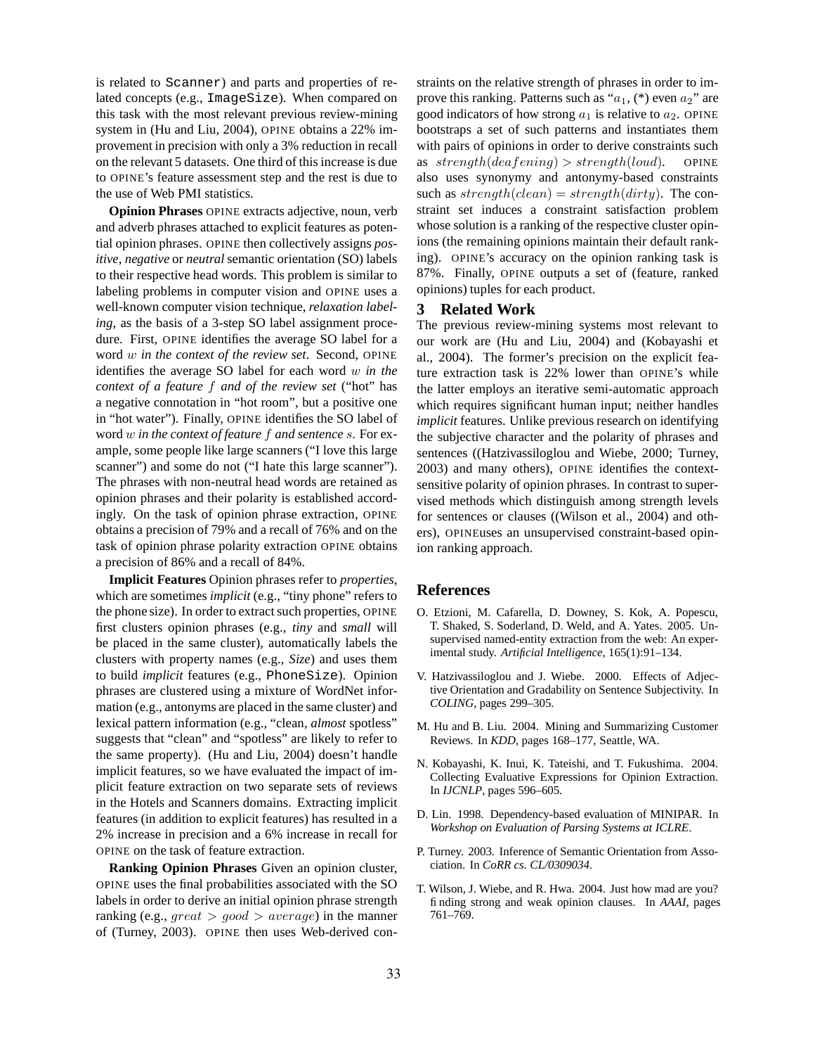is related to Scanner) and parts and properties of related concepts (e.g., ImageSize). When compared on this task with the most relevant previous review-mining system in (Hu and Liu, 2004), OPINE obtains a 22% improvement in precision with only a 3% reduction in recall on the relevant 5 datasets. One third of this increase is due to OPINE's feature assessment step and the rest is due to the use of Web PMI statistics.

**Opinion Phrases** OPINE extracts adjective, noun, verb and adverb phrases attached to explicit features as potential opinion phrases. OPINE then collectively assigns *positive*, *negative* or *neutral* semantic orientation (SO) labels to their respective head words. This problem is similar to labeling problems in computer vision and OPINE uses a well-known computer vision technique, *relaxation labeling*, as the basis of a 3-step SO label assignment procedure. First, OPINE identifies the average SO label for a word $w$ *in the context of the review set*. Second, OPINE identifies the average SO label for each word $w$ *in the context of a feature $f$ and of the review set* ("hot" has a negative connotation in "hot room", but a positive one in "hot water"). Finally, OPINE identifies the SO label of word $w$ *in the context of feature $f$ and sentence $s$*. For example, some people like large scanners ("I love this large scanner") and some do not ("I hate this large scanner"). The phrases with non-neutral head words are retained as opinion phrases and their polarity is established accordingly. On the task of opinion phrase extraction, OPINE obtains a precision of 79% and a recall of 76% and on the task of opinion phrase polarity extraction OPINE obtains a precision of 86% and a recall of 84%.

**Implicit Features** Opinion phrases refer to *properties*, which are sometimes *implicit* (e.g., "tiny phone" refers to the phone size). In order to extract such properties, OPINE first clusters opinion phrases (e.g., *tiny* and *small* will be placed in the same cluster), automatically labels the clusters with property names (e.g., *Size*) and uses them to build *implicit* features (e.g., PhoneSize). Opinion phrases are clustered using a mixture of WordNet information (e.g., antonyms are placed in the same cluster) and lexical pattern information (e.g., "clean, *almost* spotless" suggests that "clean" and "spotless" are likely to refer to the same property). (Hu and Liu, 2004) doesn't handle implicit features, so we have evaluated the impact of implicit feature extraction on two separate sets of reviews in the Hotels and Scanners domains. Extracting implicit features (in addition to explicit features) has resulted in a 2% increase in precision and a 6% increase in recall for OPINE on the task of feature extraction.

**Ranking Opinion Phrases** Given an opinion cluster, OPINE uses the final probabilities associated with the SO labels in order to derive an initial opinion phrase strength ranking (e.g., $great > good > average$) in the manner of (Turney, 2003). OPINE then uses Web-derived constraints on the relative strength of phrases in order to improve this ranking. Patterns such as "$a_1$, (*) even $a_2$" are good indicators of how strong $a_1$ is relative to $a_2$. OPINE bootstraps a set of such patterns and instantiates them with pairs of opinions in order to derive constraints such as $strength(deafening) > strength(loud)$. OPINE also uses synonymy and antonymy-based constraints such as $strength(clean) = strength(dirty)$. The constraint set induces a constraint satisfaction problem whose solution is a ranking of the respective cluster opinions (the remaining opinions maintain their default ranking). OPINE's accuracy on the opinion ranking task is 87%. Finally, OPINE outputs a set of (feature, ranked opinions) tuples for each product.

## 3 Related Work

The previous review-mining systems most relevant to our work are (Hu and Liu, 2004) and (Kobayashi et al., 2004). The former's precision on the explicit feature extraction task is 22% lower than OPINE's while the latter employs an iterative semi-automatic approach which requires significant human input; neither handles *implicit* features. Unlike previous research on identifying the subjective character and the polarity of phrases and sentences ((Hatzivassiloglou and Wiebe, 2000; Turney, 2003) and many others), OPINE identifies the context-sensitive polarity of opinion phrases. In contrast to supervised methods which distinguish among strength levels for sentences or clauses ((Wilson et al., 2004) and others), OPINEuses an unsupervised constraint-based opinion ranking approach.

## References

O. Etzioni, M. Cafarella, D. Downey, S. Kok, A. Popescu, T. Shaked, S. Soderland, D. Weld, and A. Yates. 2005. Unsupervised named-entity extraction from the web: An experimental study. *Artificial Intelligence*, 165(1):91–134.

V. Hatzivassiloglou and J. Wiebe. 2000. Effects of Adjective Orientation and Gradability on Sentence Subjectivity. In *COLING*, pages 299–305.

M. Hu and B. Liu. 2004. Mining and Summarizing Customer Reviews. In *KDD*, pages 168–177, Seattle, WA.

N. Kobayashi, K. Inui, K. Tateishi, and T. Fukushima. 2004. Collecting Evaluative Expressions for Opinion Extraction. In *IJCNLP*, pages 596–605.

D. Lin. 1998. Dependency-based evaluation of MINIPAR. In *Workshop on Evaluation of Parsing Systems at ICLRE*.

P. Turney. 2003. Inference of Semantic Orientation from Association. In *CoRR cs. CL/0309034*.

T. Wilson, J. Wiebe, and R. Hwa. 2004. Just how mad are you? finding strong and weak opinion clauses. In *AAAI*, pages 761–769.